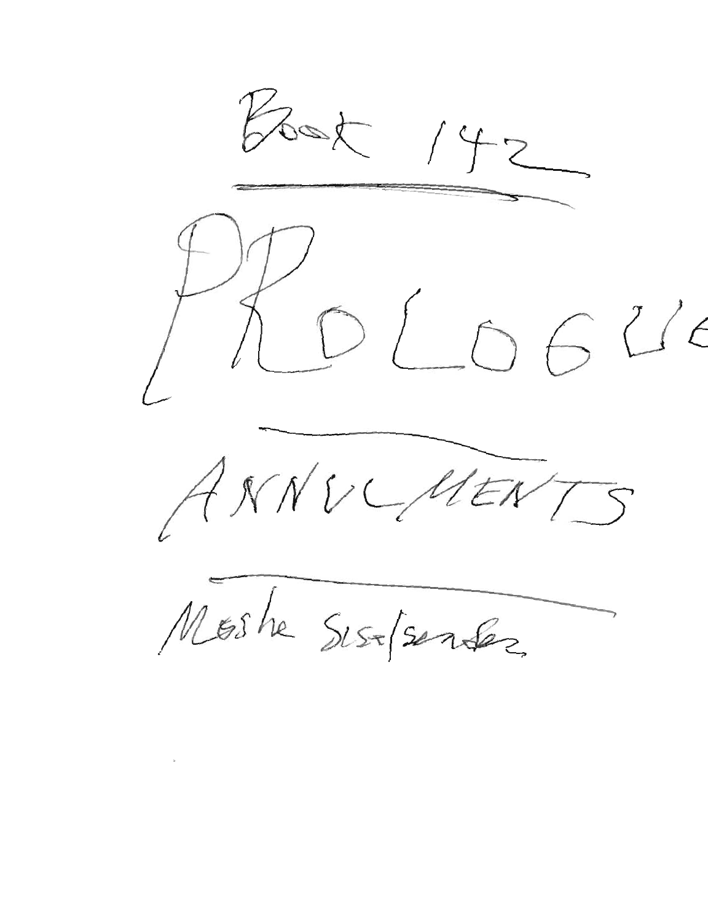# Book 142

# PROLOGUE

## ANNULMENTS

Moshe Sisselsender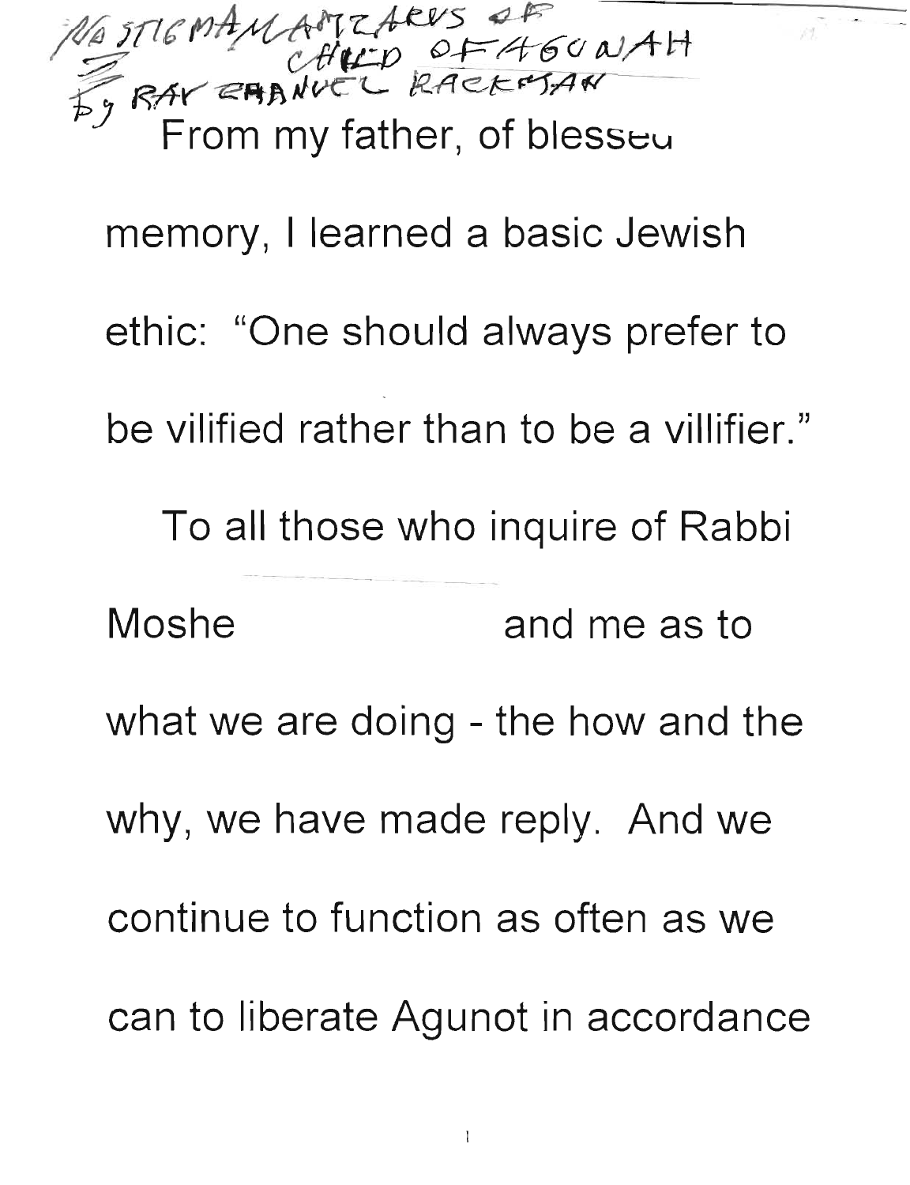NO STIGMA MAMZERUS OF CHILD OF AGUNAH
by RAV EMANUEL RACKMAN

From my father, of blessed memory, I learned a basic Jewish ethic: "One should always prefer to be vilified rather than to be a villifier."

To all those who inquire of Rabbi Moshe and me as to what we are doing - the how and the why, we have made reply. And we continue to function as often as we can to liberate Agunot in accordance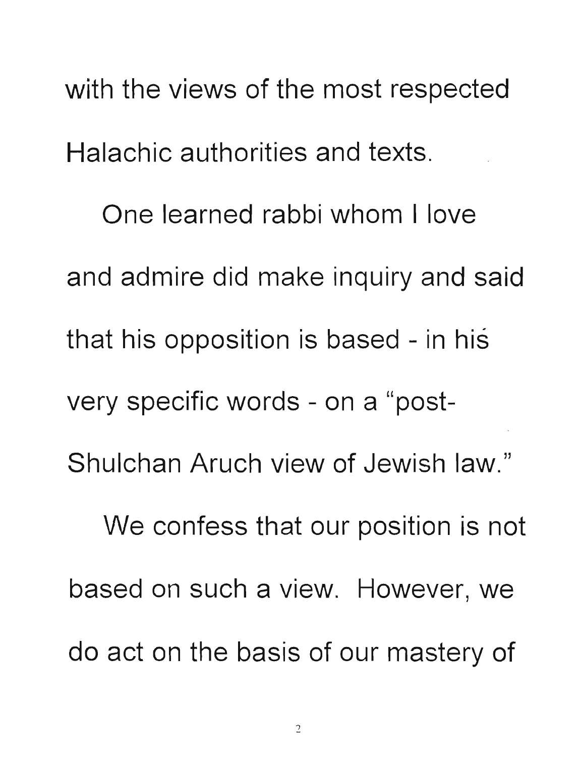with the views of the most respected Halachic authorities and texts.

One learned rabbi whom I love and admire did make inquiry and said that his opposition is based - in his very specific words - on a "post-Shulchan Aruch view of Jewish law."

We confess that our position is not based on such a view. However, we do act on the basis of our mastery of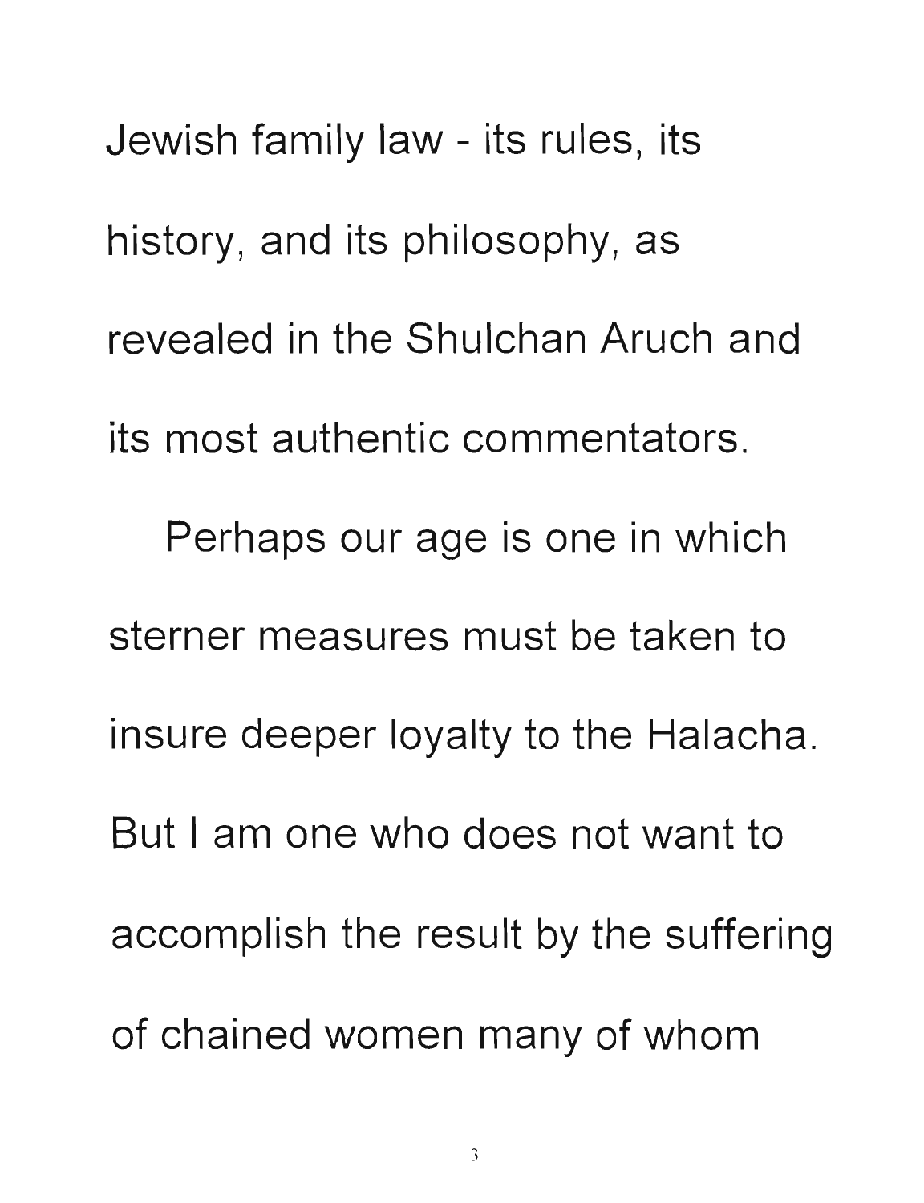Jewish family law - its rules, its history, and its philosophy, as revealed in the Shulchan Aruch and its most authentic commentators.

Perhaps our age is one in which sterner measures must be taken to insure deeper loyalty to the Halacha. But I am one who does not want to accomplish the result by the suffering of chained women many of whom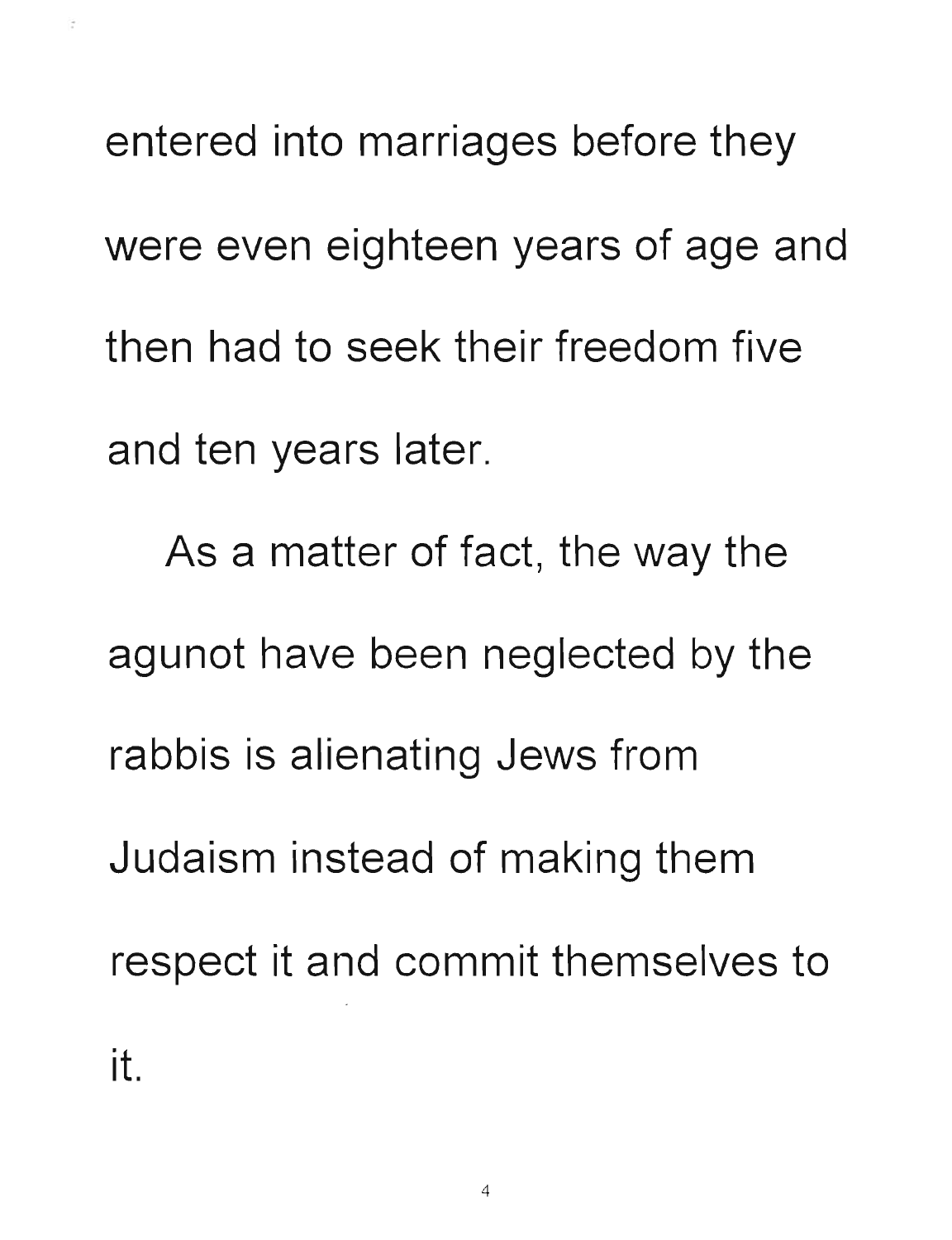entered into marriages before they were even eighteen years of age and then had to seek their freedom five and ten years later.

As a matter of fact, the way the agunot have been neglected by the rabbis is alienating Jews from Judaism instead of making them respect it and commit themselves to it.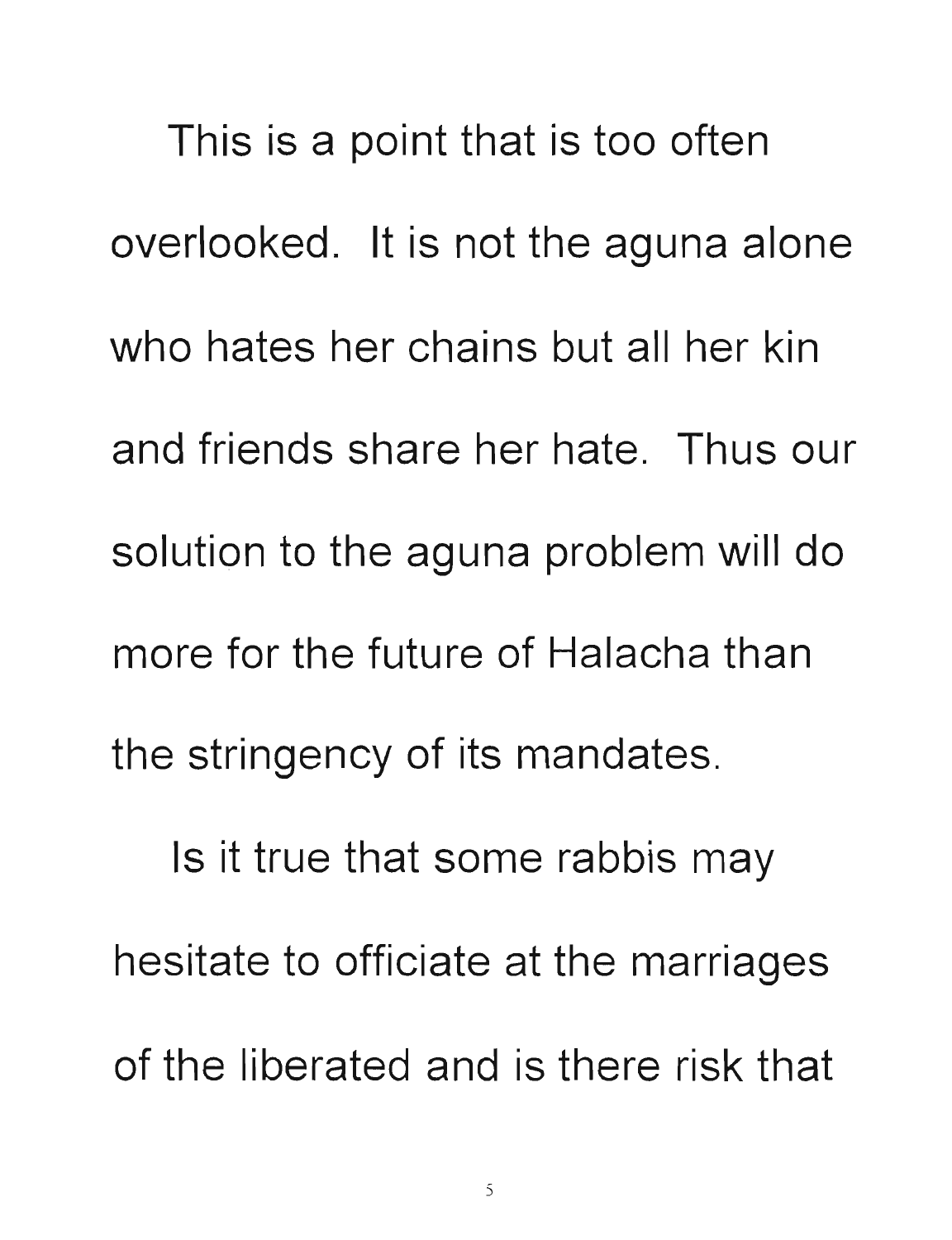This is a point that is too often overlooked. It is not the aguna alone who hates her chains but all her kin and friends share her hate. Thus our solution to the aguna problem will do more for the future of Halacha than the stringency of its mandates.

Is it true that some rabbis may hesitate to officiate at the marriages of the liberated and is there risk that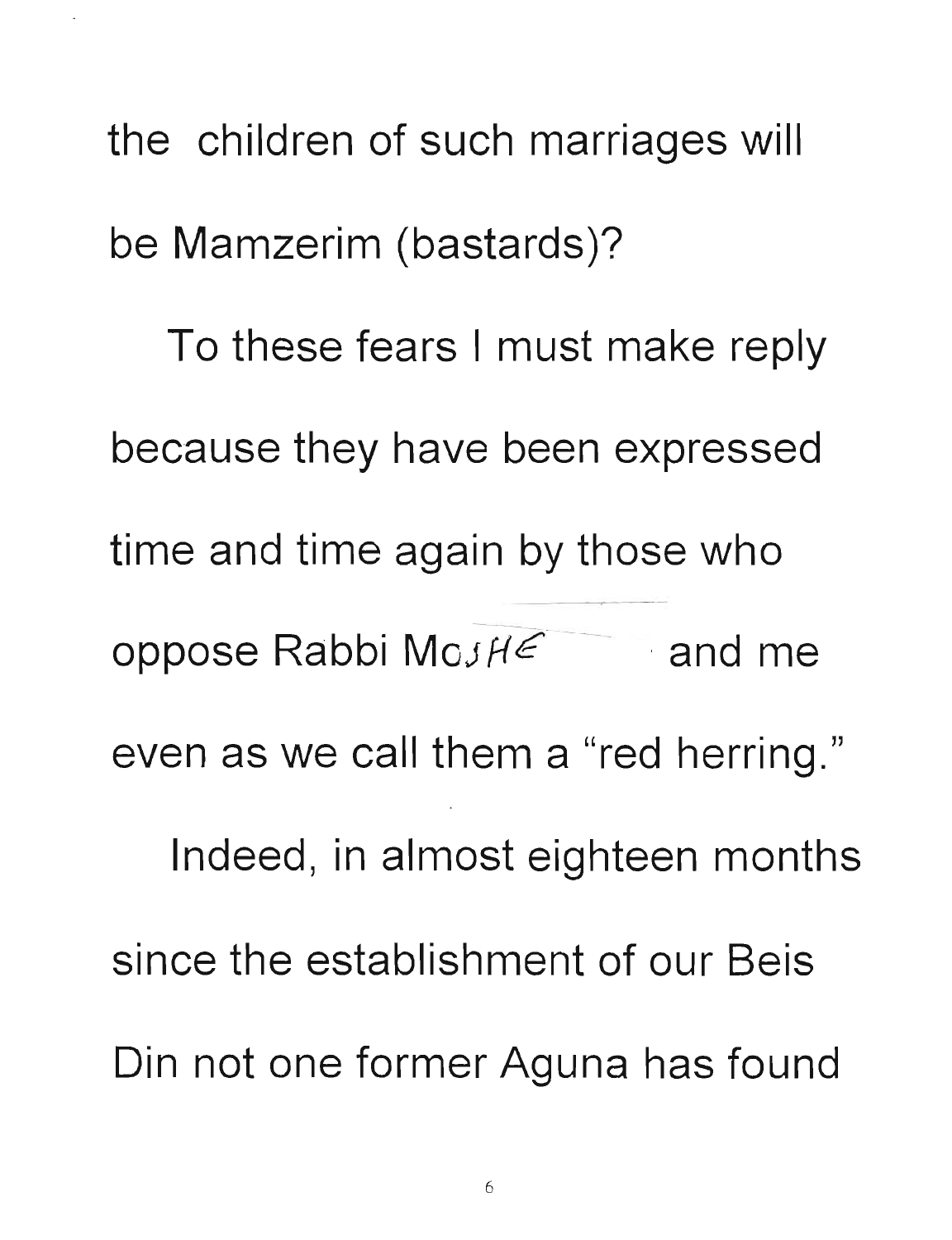the children of such marriages will be Mamzerim (bastards)?

To these fears I must make reply because they have been expressed time and time again by those who oppose Rabbi MoSHE and me even as we call them a "red herring."

Indeed, in almost eighteen months since the establishment of our Beis Din not one former Aguna has found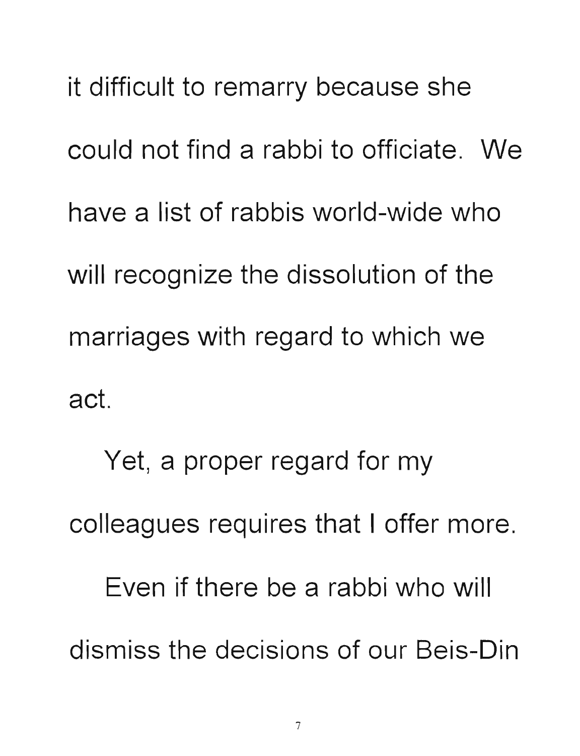it difficult to remarry because she could not find a rabbi to officiate. We have a list of rabbis world-wide who will recognize the dissolution of the marriages with regard to which we act.

Yet, a proper regard for my colleagues requires that I offer more.

Even if there be a rabbi who will dismiss the decisions of our Beis-Din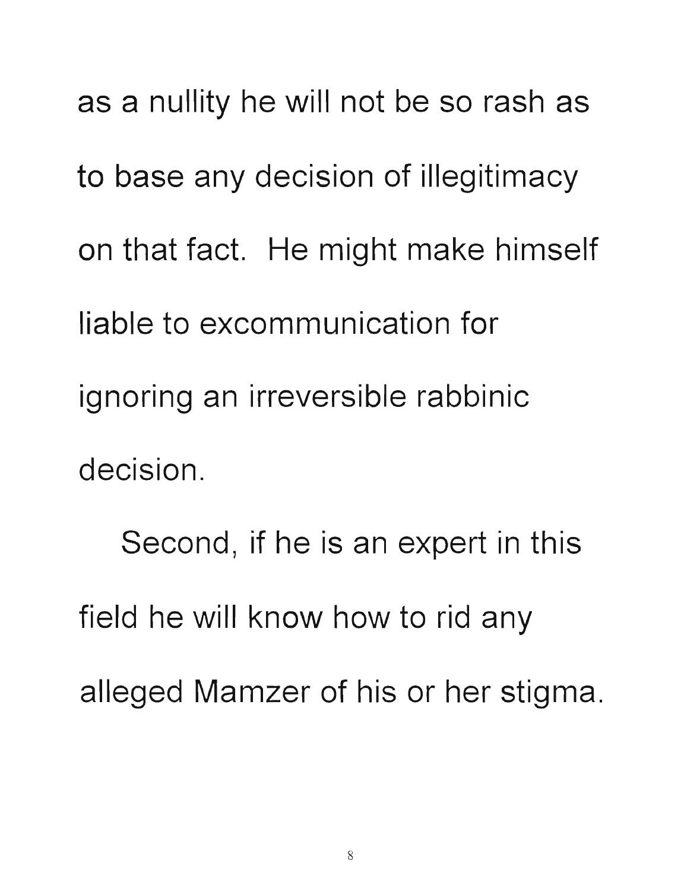as a nullity he will not be so rash as to base any decision of illegitimacy on that fact. He might make himself liable to excommunication for ignoring an irreversible rabbinic decision.

Second, if he is an expert in this field he will know how to rid any alleged Mamzer of his or her stigma.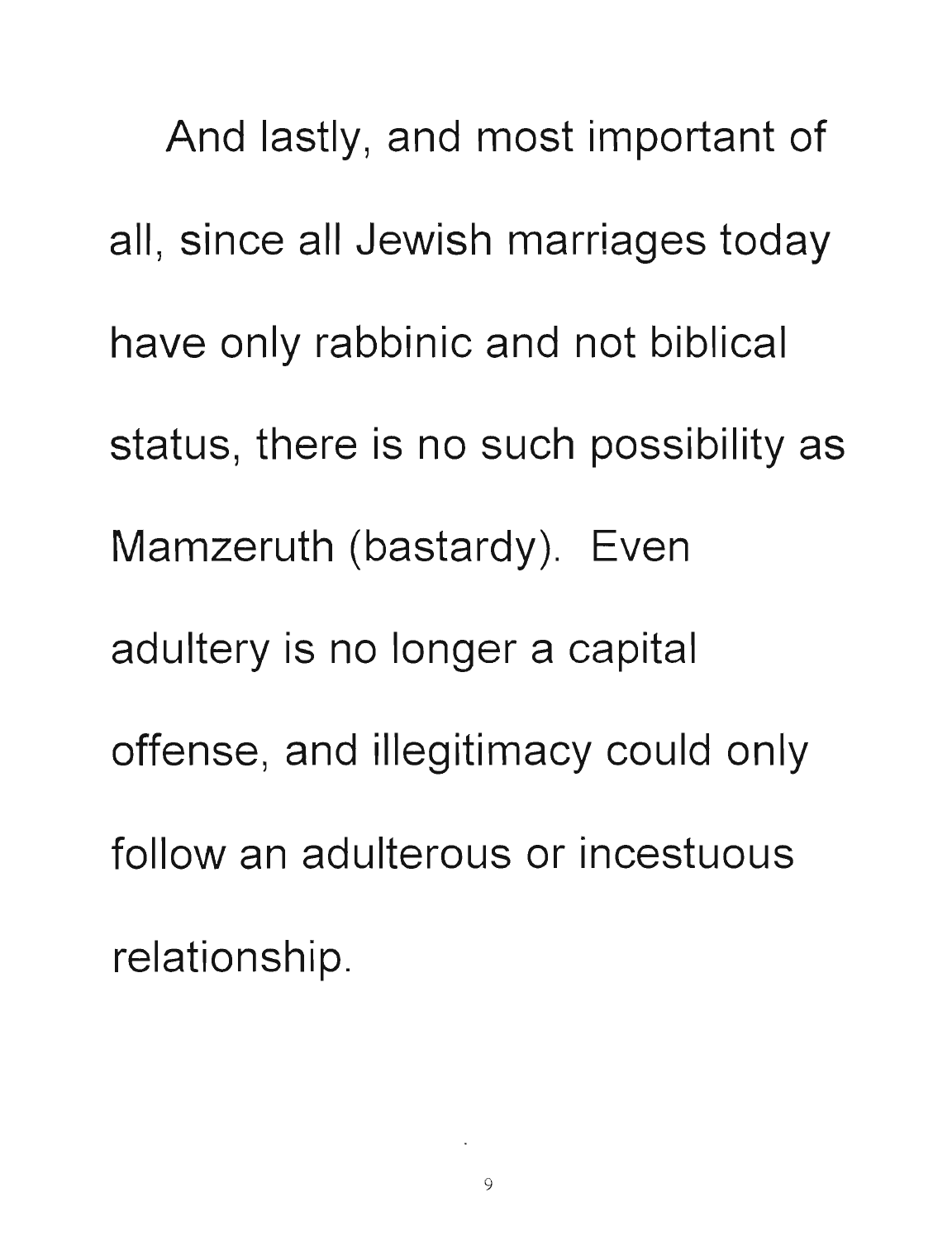And lastly, and most important of all, since all Jewish marriages today have only rabbinic and not biblical status, there is no such possibility as Mamzeruth (bastardy). Even adultery is no longer a capital offense, and illegitimacy could only follow an adulterous or incestuous relationship.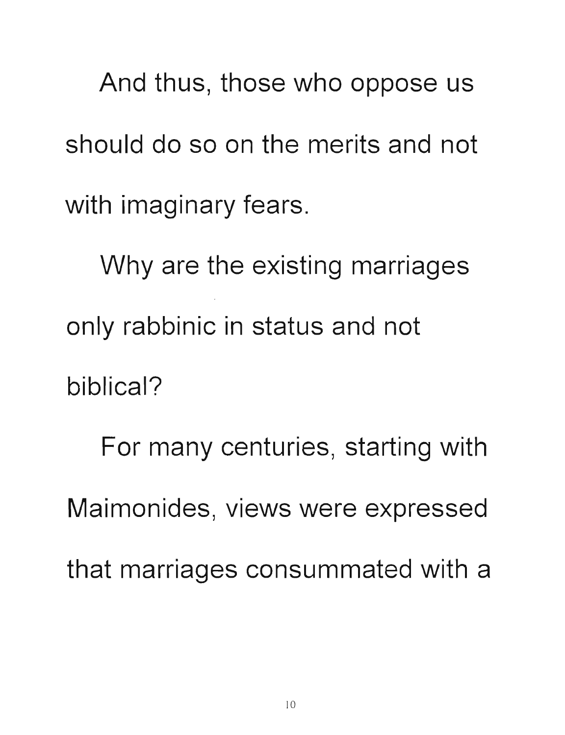And thus, those who oppose us should do so on the merits and not with imaginary fears.

Why are the existing marriages only rabbinic in status and not biblical?

For many centuries, starting with Maimonides, views were expressed that marriages consummated with a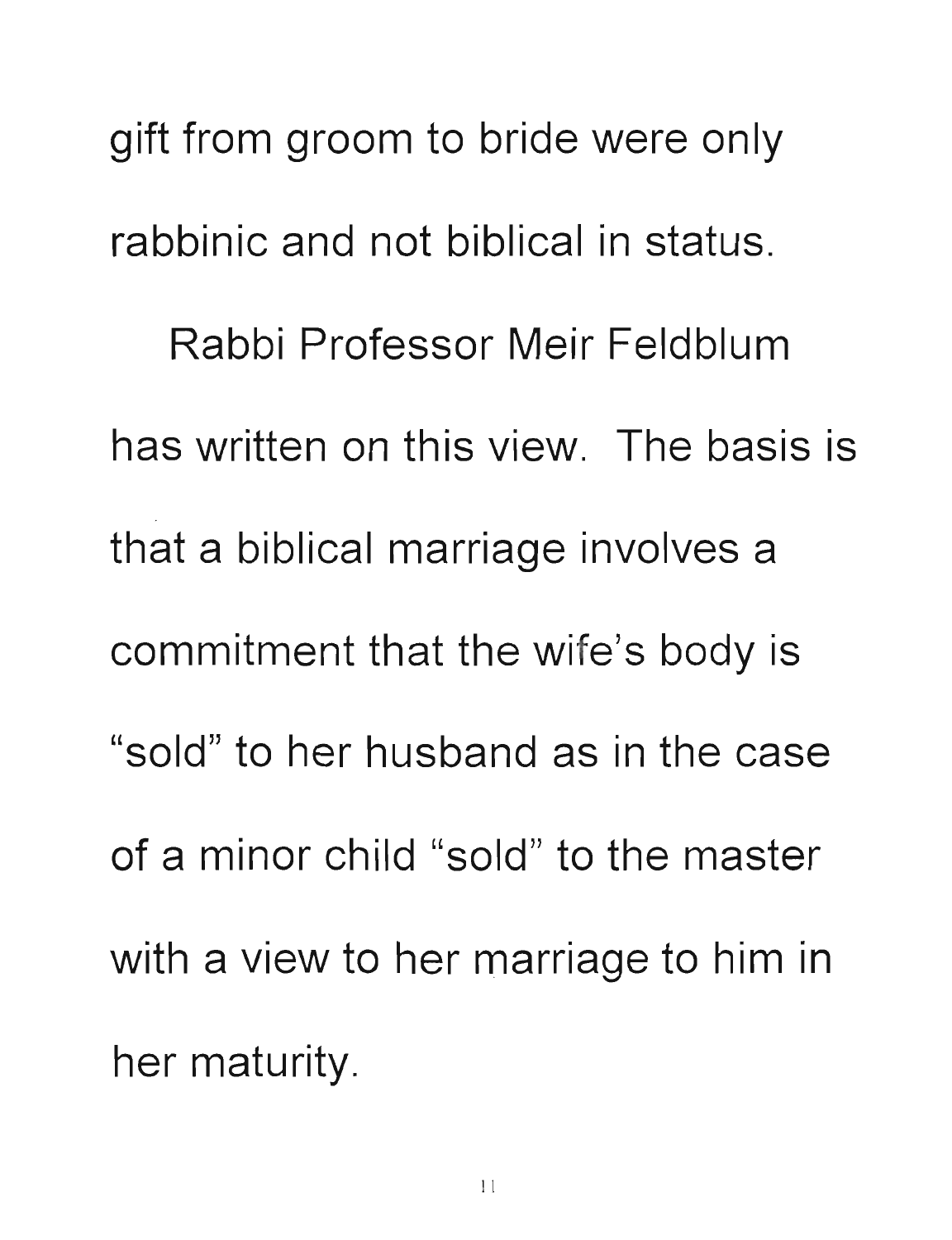gift from groom to bride were only rabbinic and not biblical in status.

Rabbi Professor Meir Feldblum has written on this view. The basis is that a biblical marriage involves a commitment that the wife's body is "sold" to her husband as in the case of a minor child "sold" to the master with a view to her marriage to him in her maturity.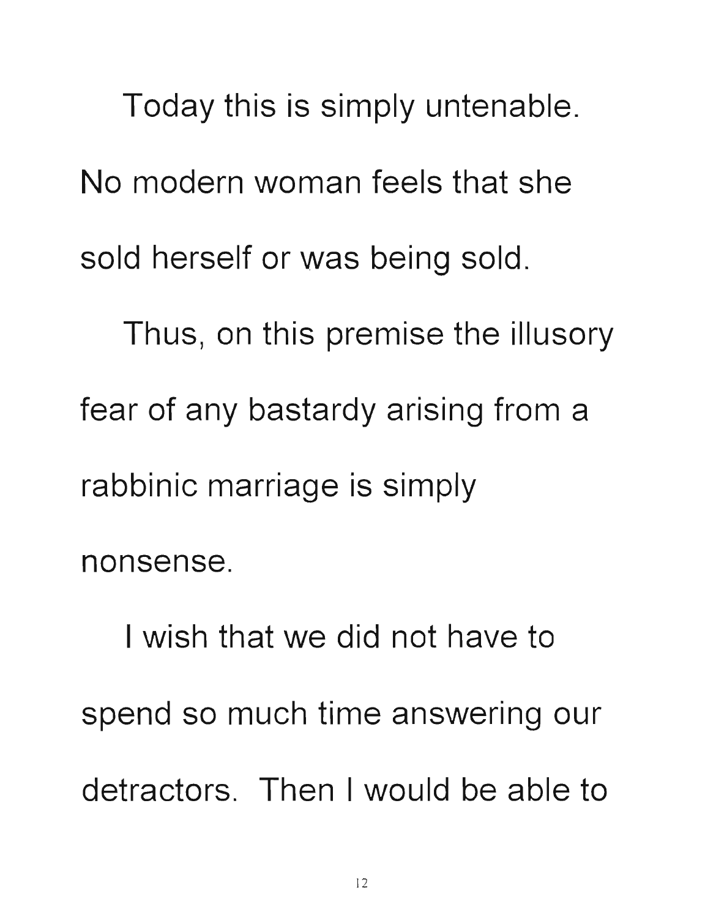Today this is simply untenable. No modern woman feels that she sold herself or was being sold.

Thus, on this premise the illusory fear of any bastardy arising from a rabbinic marriage is simply nonsense.

I wish that we did not have to spend so much time answering our detractors. Then I would be able to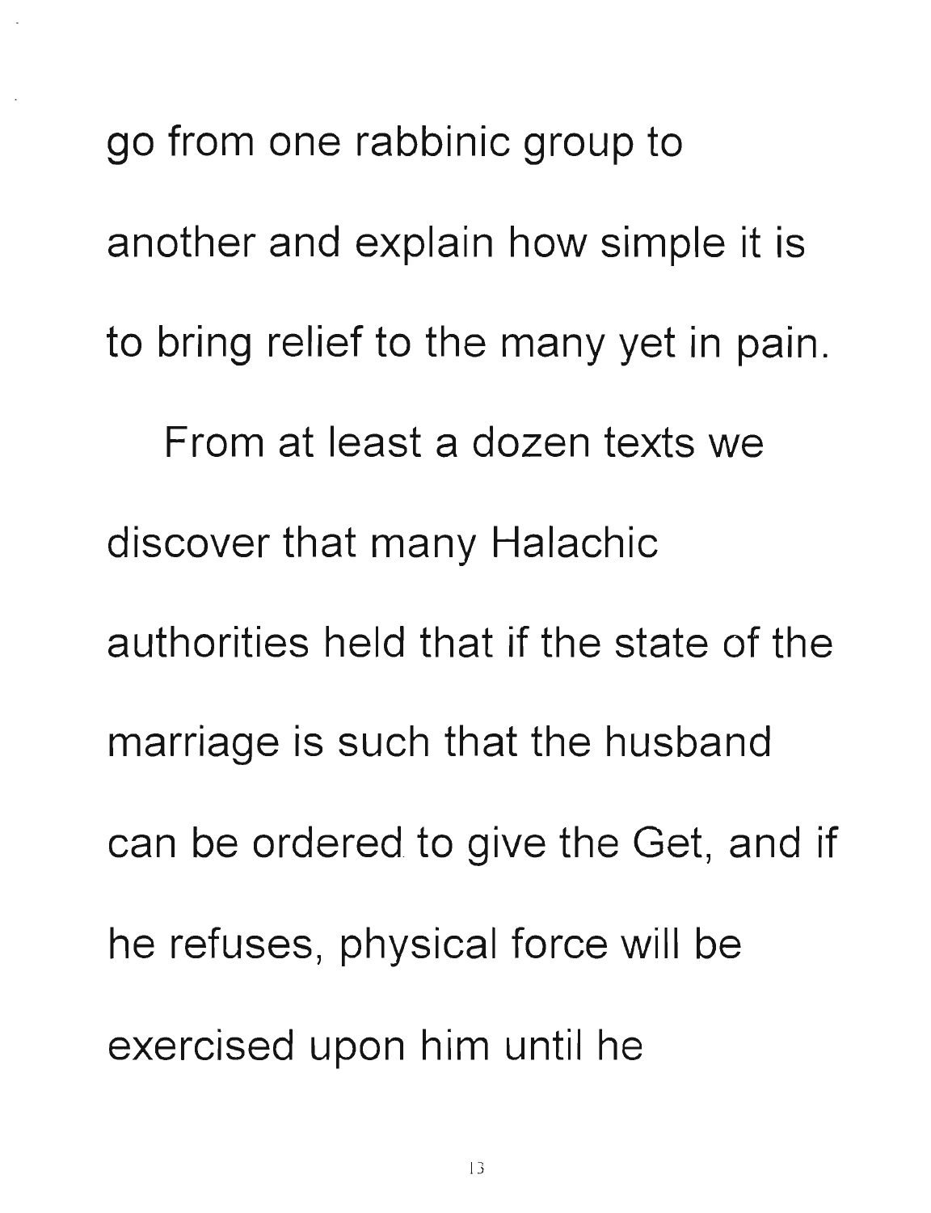go from one rabbinic group to another and explain how simple it is to bring relief to the many yet in pain.

From at least a dozen texts we discover that many Halachic authorities held that if the state of the marriage is such that the husband can be ordered to give the Get, and if he refuses, physical force will be exercised upon him until he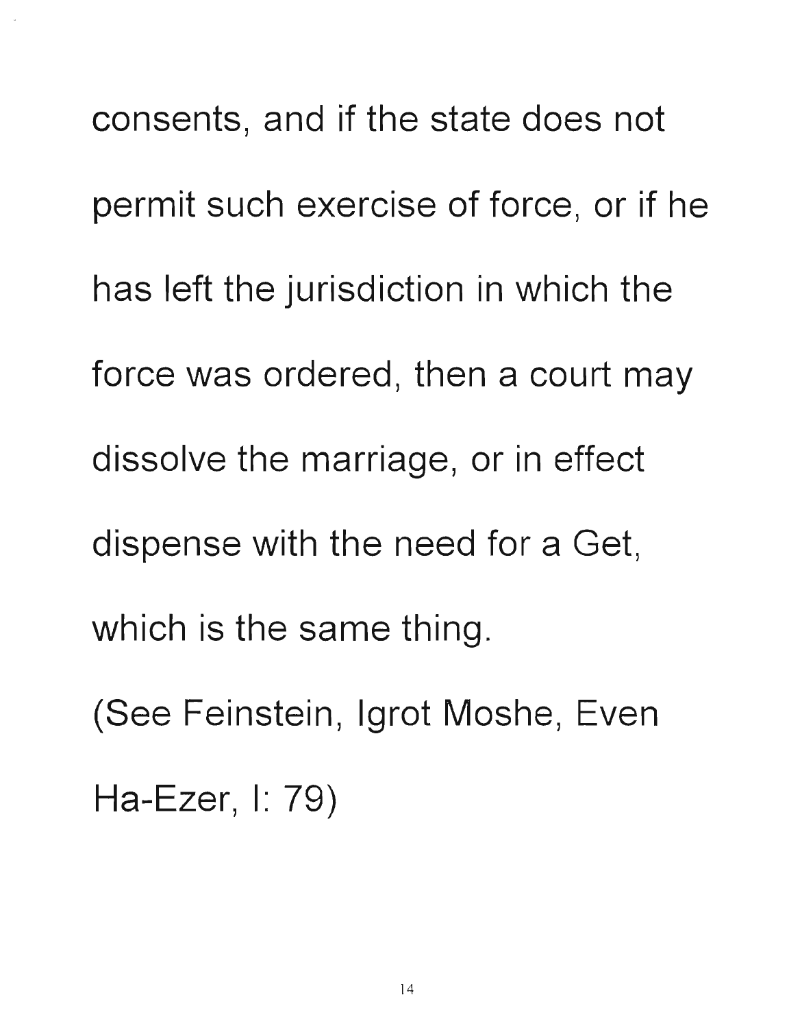consents, and if the state does not permit such exercise of force, or if he has left the jurisdiction in which the force was ordered, then a court may dissolve the marriage, or in effect dispense with the need for a Get, which is the same thing.

(See Feinstein, Igrot Moshe, Even Ha-Ezer, I: 79)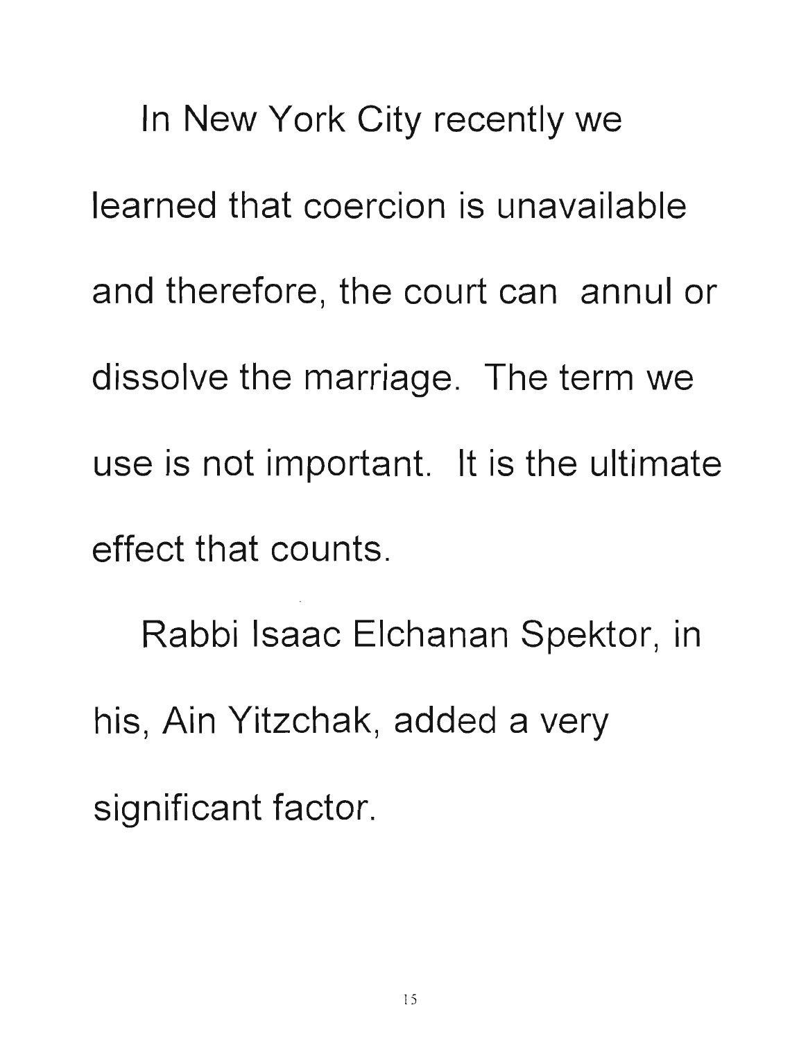In New York City recently we learned that coercion is unavailable and therefore, the court can annul or dissolve the marriage. The term we use is not important. It is the ultimate effect that counts.

Rabbi Isaac Elchanan Spektor, in his, Ain Yitzchak, added a very significant factor.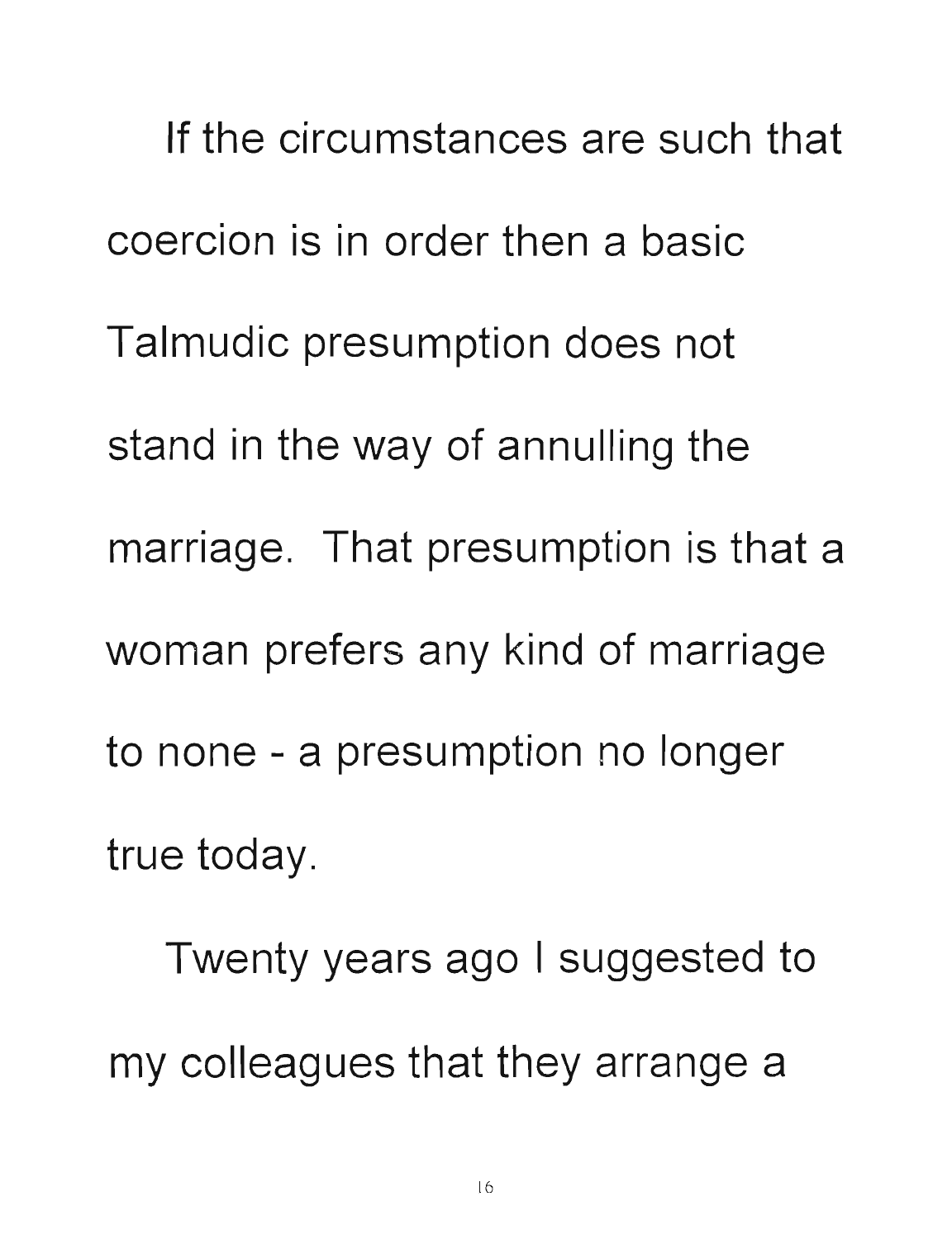If the circumstances are such that coercion is in order then a basic Talmudic presumption does not stand in the way of annulling the marriage. That presumption is that a woman prefers any kind of marriage to none - a presumption no longer true today.

Twenty years ago I suggested to my colleagues that they arrange a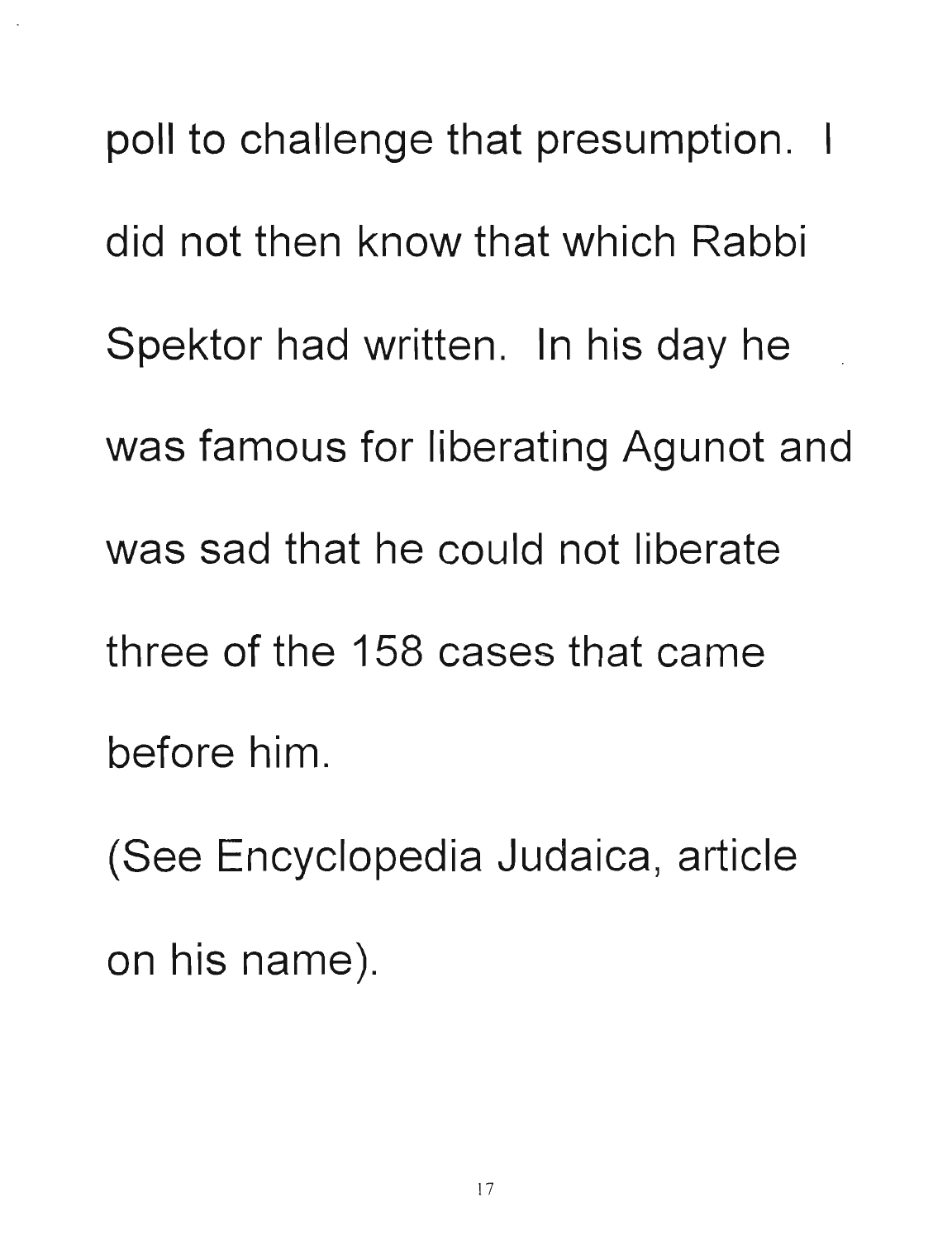poll to challenge that presumption. I did not then know that which Rabbi Spektor had written. In his day he was famous for liberating Agunot and was sad that he could not liberate three of the 158 cases that came before him.

(See Encyclopedia Judaica, article on his name).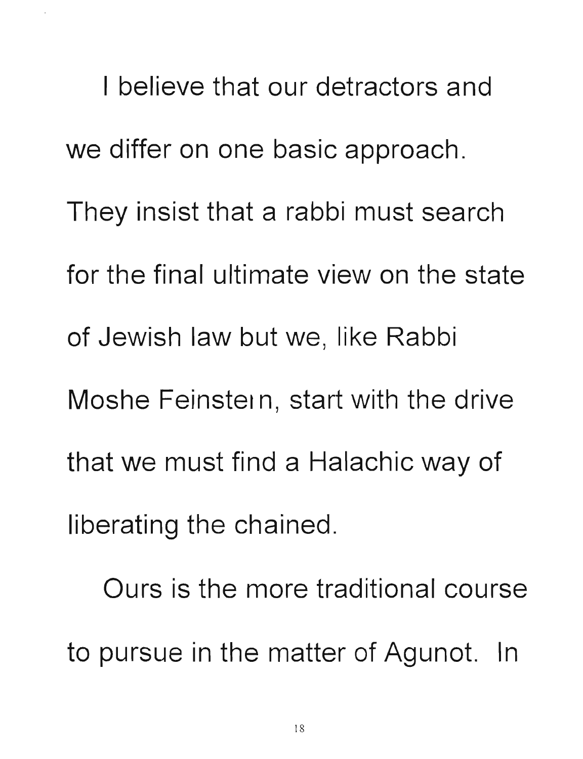I believe that our detractors and we differ on one basic approach. They insist that a rabbi must search for the final ultimate view on the state of Jewish law but we, like Rabbi Moshe Feinstein, start with the drive that we must find a Halachic way of liberating the chained.

Ours is the more traditional course to pursue in the matter of Agunot. In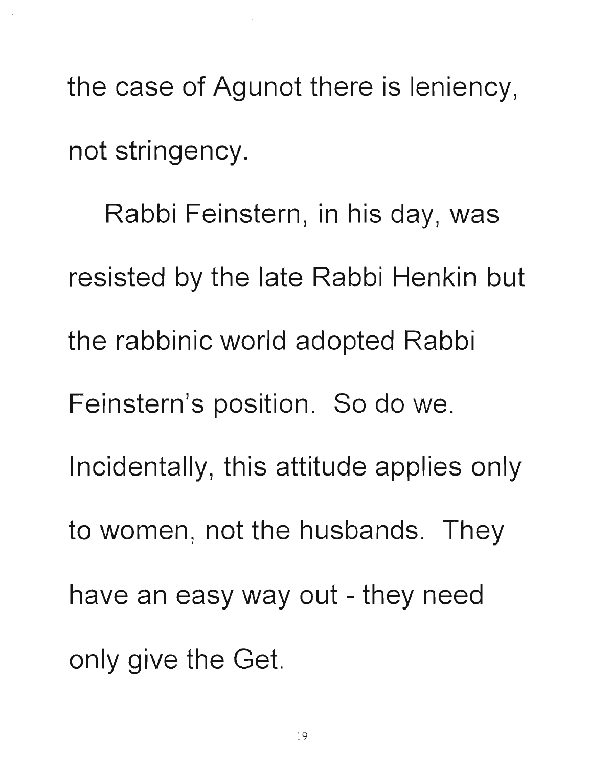the case of Agunot there is leniency, not stringency.

Rabbi Feinstern, in his day, was resisted by the late Rabbi Henkin but the rabbinic world adopted Rabbi Feinstern's position. So do we. Incidentally, this attitude applies only to women, not the husbands. They have an easy way out - they need only give the Get.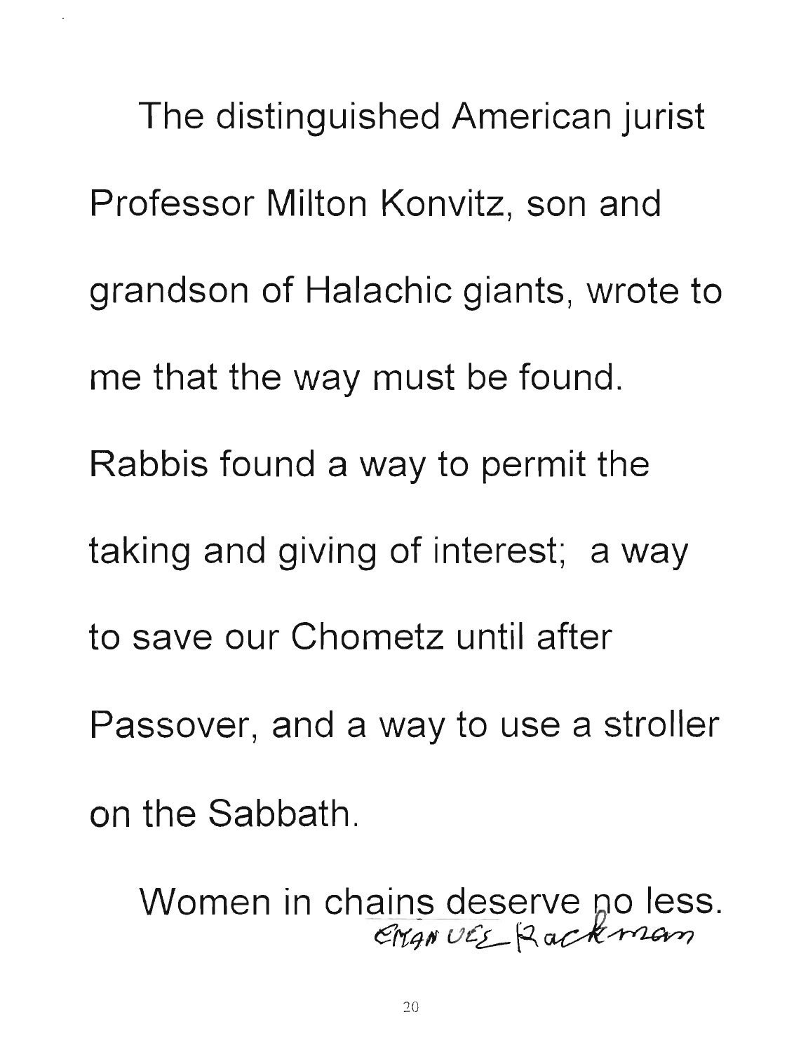The distinguished American jurist Professor Milton Konvitz, son and grandson of Halachic giants, wrote to me that the way must be found. Rabbis found a way to permit the taking and giving of interest; a way to save our Chometz until after Passover, and a way to use a stroller on the Sabbath.

Women in chains deserve no less.

*Emanuel Rackman*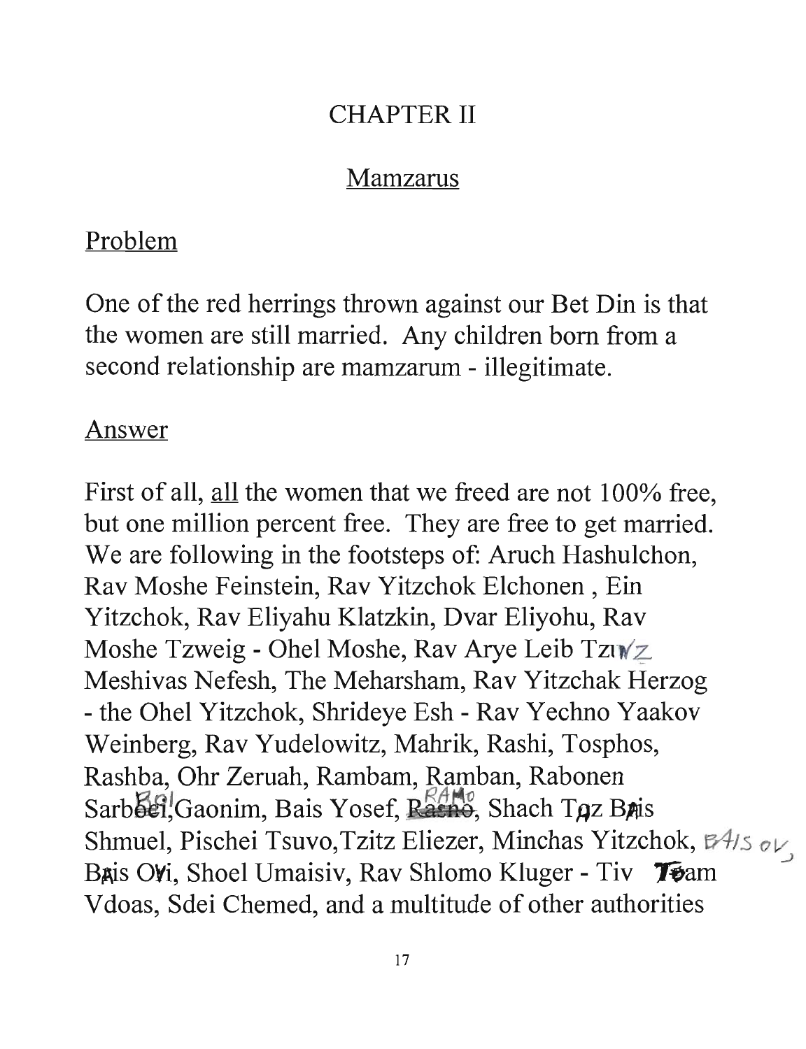# CHAPTER II

## Mamzarus

### Problem

One of the red herrings thrown against our Bet Din is that the women are still married. Any children born from a second relationship are mamzarum - illegitimate.

### Answer

First of all, all the women that we freed are not 100% free, but one million percent free. They are free to get married. We are following in the footsteps of: Aruch Hashulchon, Rav Moshe Feinstein, Rav Yitzchok Elchonen , Ein Yitzchok, Rav Eliyahu Klatzkin, Dvar Eliyohu, Rav Moshe Tzweig - Ohel Moshe, Rav Arye Leib Tzwz Meshivas Nefesh, The Meharsham, Rav Yitzchak Herzog - the Ohel Yitzchok, Shrideye Esh - Rav Yechno Yaakov Weinberg, Rav Yudelowitz, Mahrik, Rashi, Tosphos, Rashba, Ohr Zeruah, Rambam, Ramban, Rabonen Sarboi,Gaonim, Bais Yosef, Ramo, Shach Taz Bais Shmuel, Pischei Tsuvo,Tzitz Eliezer, Minchas Yitzchok, Bais Ovi, Shoel Umaisiv, Rav Shlomo Kluger - Tiv Taam Vdoas, Sdei Chemed, and a multitude of other authorities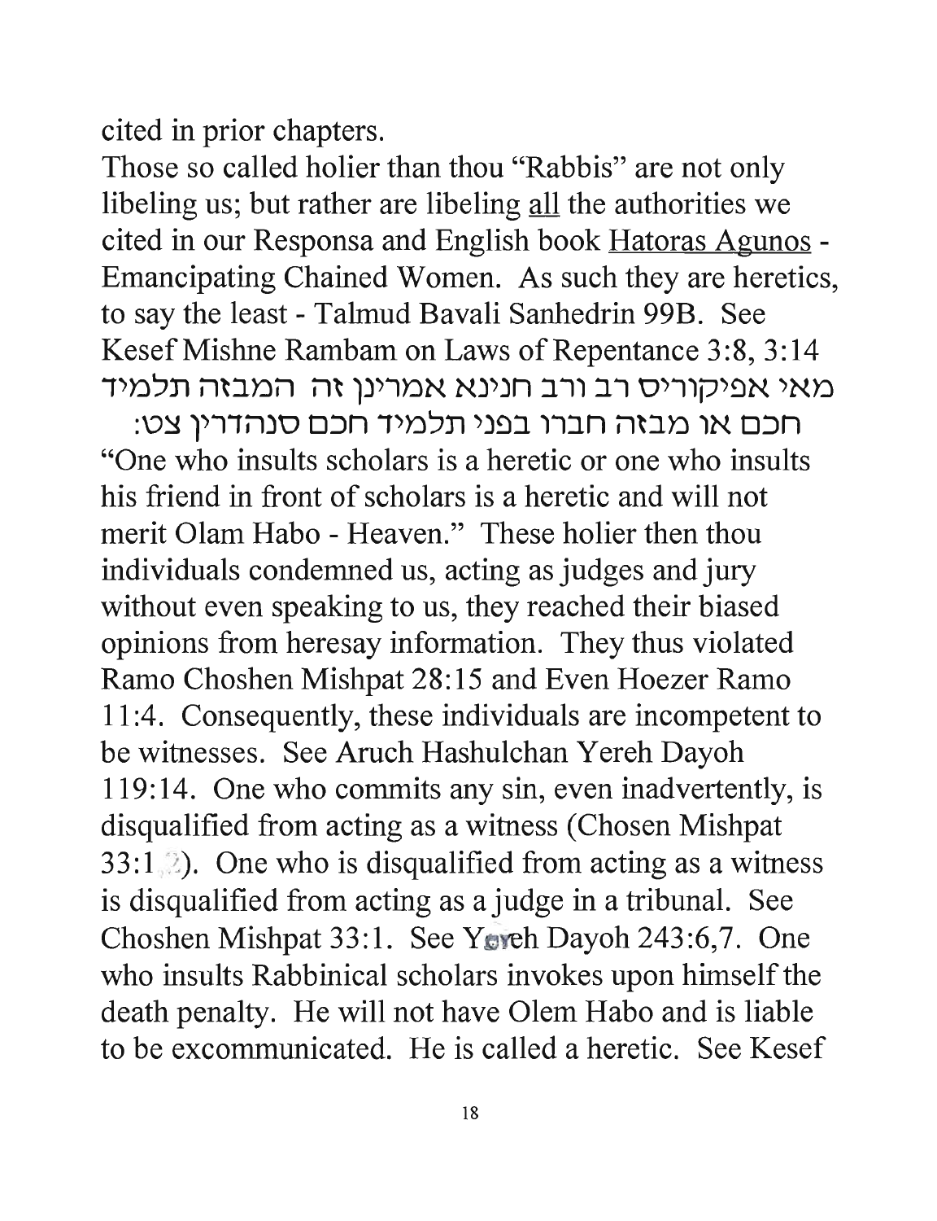cited in prior chapters.

Those so called holier than thou "Rabbis" are not only libeling us; but rather are libeling all the authorities we cited in our Responsa and English book Hatoras Agunos - Emancipating Chained Women. As such they are heretics, to say the least - Talmud Bavali Sanhedrin 99B. See Kesef Mishne Rambam on Laws of Repentance 3:8, 3:14 מאי אפיקוריס רב ורב חנינא אמרינן זה המבזה תלמיד חכם או מבזה חברו בפני תלמיד חכם סנהדרין צט:

"One who insults scholars is a heretic or one who insults his friend in front of scholars is a heretic and will not merit Olam Habo - Heaven." These holier then thou individuals condemned us, acting as judges and jury without even speaking to us, they reached their biased opinions from heresay information. They thus violated Ramo Choshen Mishpat 28:15 and Even Hoezer Ramo 11:4. Consequently, these individuals are incompetent to be witnesses. See Aruch Hashulchan Yereh Dayoh 119:14. One who commits any sin, even inadvertently, is disqualified from acting as a witness (Chosen Mishpat 33:1,2). One who is disqualified from acting as a witness is disqualified from acting as a judge in a tribunal. See Choshen Mishpat 33:1. See Yoreh Dayoh 243:6,7. One who insults Rabbinical scholars invokes upon himself the death penalty. He will not have Olem Habo and is liable to be excommunicated. He is called a heretic. See Kesef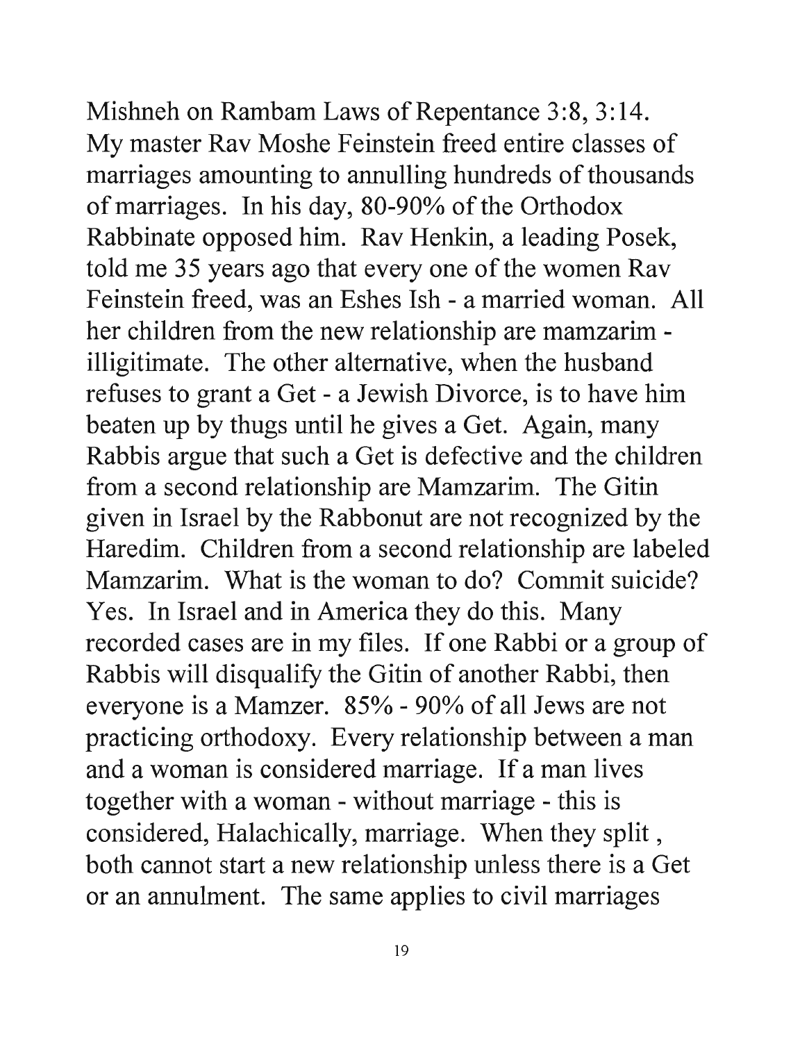Mishneh on Rambam Laws of Repentance 3:8, 3:14. My master Rav Moshe Feinstein freed entire classes of marriages amounting to annulling hundreds of thousands of marriages. In his day, 80-90% of the Orthodox Rabbinate opposed him. Rav Henkin, a leading Posek, told me 35 years ago that every one of the women Rav Feinstein freed, was an Eshes Ish - a married woman. All her children from the new relationship are mamzarim - illigitimate. The other alternative, when the husband refuses to grant a Get - a Jewish Divorce, is to have him beaten up by thugs until he gives a Get. Again, many Rabbis argue that such a Get is defective and the children from a second relationship are Mamzarim. The Gitin given in Israel by the Rabbonut are not recognized by the Haredim. Children from a second relationship are labeled Mamzarim. What is the woman to do? Commit suicide? Yes. In Israel and in America they do this. Many recorded cases are in my files. If one Rabbi or a group of Rabbis will disqualify the Gitin of another Rabbi, then everyone is a Mamzer. 85% - 90% of all Jews are not practicing orthodoxy. Every relationship between a man and a woman is considered marriage. If a man lives together with a woman - without marriage - this is considered, Halachically, marriage. When they split , both cannot start a new relationship unless there is a Get or an annulment. The same applies to civil marriages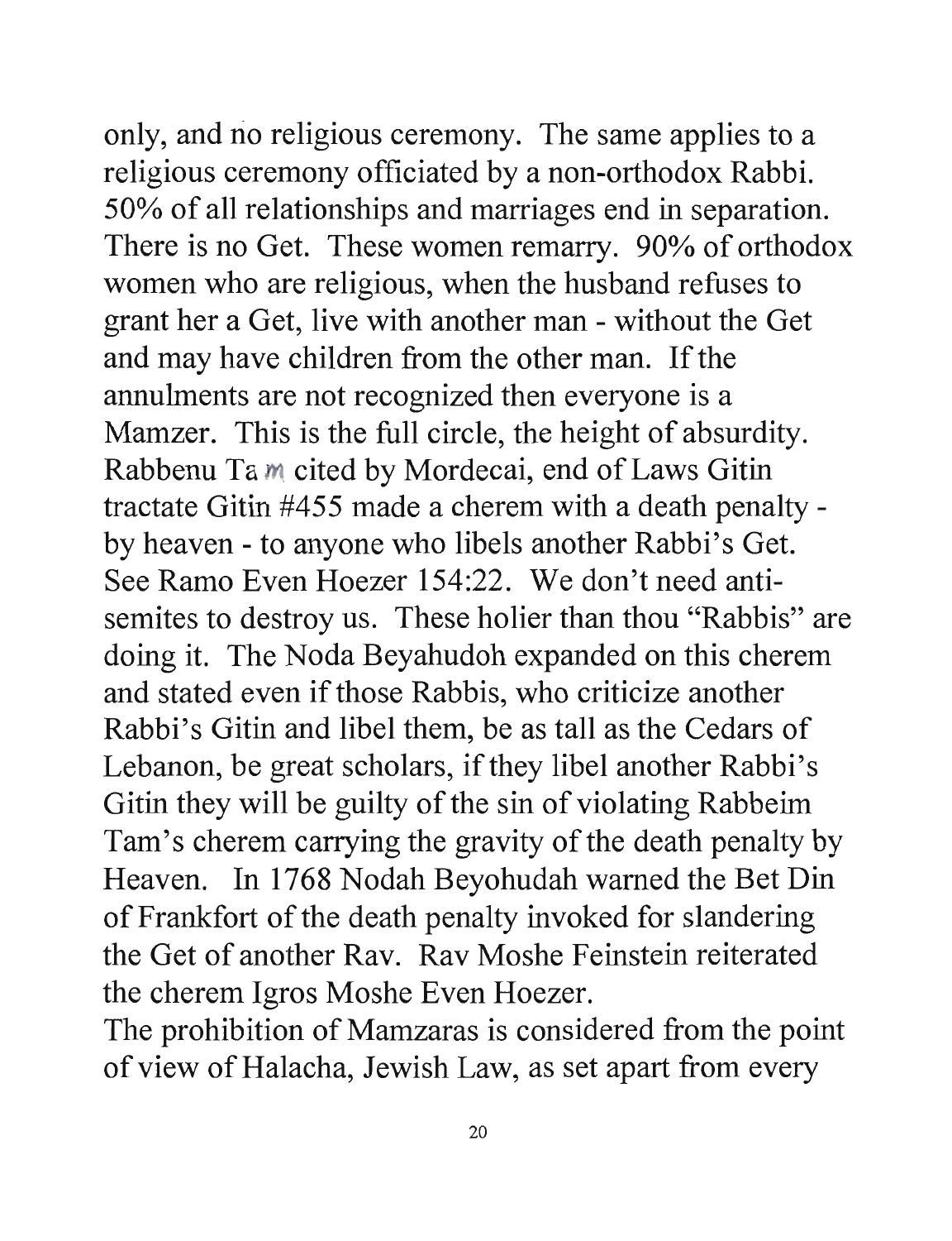only, and no religious ceremony. The same applies to a religious ceremony officiated by a non-orthodox Rabbi. 50% of all relationships and marriages end in separation. There is no Get. These women remarry. 90% of orthodox women who are religious, when the husband refuses to grant her a Get, live with another man - without the Get and may have children from the other man. If the annulments are not recognized then everyone is a Mamzer. This is the full circle, the height of absurdity. Rabbenu Tam cited by Mordecai, end of Laws Gitin tractate Gitin #455 made a cherem with a death penalty - by heaven - to anyone who libels another Rabbi's Get. See Ramo Even Hoezer 154:22. We don't need anti-semites to destroy us. These holier than thou "Rabbis" are doing it. The Noda Beyahudoh expanded on this cherem and stated even if those Rabbis, who criticize another Rabbi's Gitin and libel them, be as tall as the Cedars of Lebanon, be great scholars, if they libel another Rabbi's Gitin they will be guilty of the sin of violating Rabbeim Tam's cherem carrying the gravity of the death penalty by Heaven. In 1768 Nodah Beyohudah warned the Bet Din of Frankfort of the death penalty invoked for slandering the Get of another Rav. Rav Moshe Feinstein reiterated the cherem Igros Moshe Even Hoezer.

The prohibition of Mamzaras is considered from the point of view of Halacha, Jewish Law, as set apart from every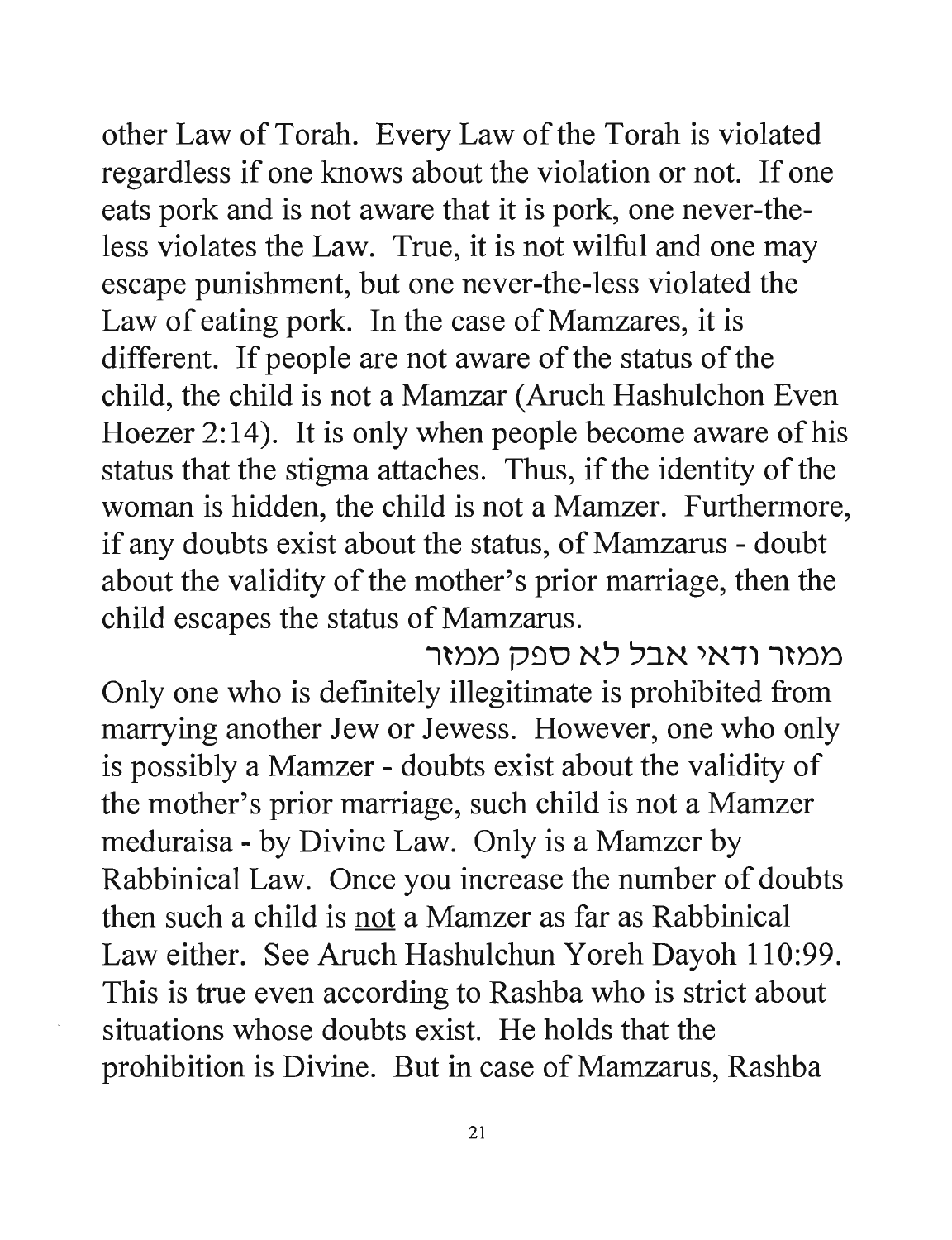other Law of Torah. Every Law of the Torah is violated regardless if one knows about the violation or not. If one eats pork and is not aware that it is pork, one never-the-less violates the Law. True, it is not wilful and one may escape punishment, but one never-the-less violated the Law of eating pork. In the case of Mamzares, it is different. If people are not aware of the status of the child, the child is not a Mamzar (Aruch Hashulchon Even Hoezer 2:14). It is only when people become aware of his status that the stigma attaches. Thus, if the identity of the woman is hidden, the child is not a Mamzer. Furthermore, if any doubts exist about the status, of Mamzarus - doubt about the validity of the mother's prior marriage, then the child escapes the status of Mamzarus.

ממזר ודאי אבל לא ספק ממזר

Only one who is definitely illegitimate is prohibited from marrying another Jew or Jewess. However, one who only is possibly a Mamzer - doubts exist about the validity of the mother's prior marriage, such child is not a Mamzer meduraisa - by Divine Law. Only is a Mamzer by Rabbinical Law. Once you increase the number of doubts then such a child is <u>not</u> a Mamzer as far as Rabbinical Law either. See Aruch Hashulchun Yoreh Dayoh 110:99. This is true even according to Rashba who is strict about situations whose doubts exist. He holds that the prohibition is Divine. But in case of Mamzarus, Rashba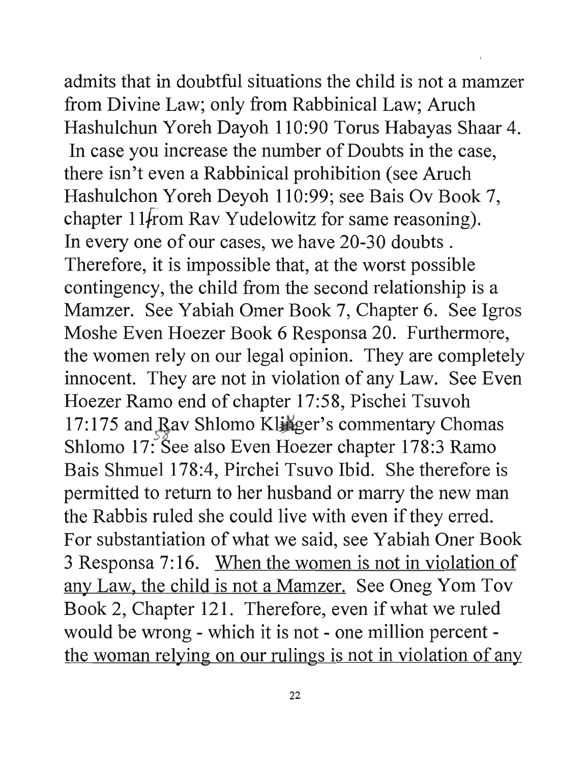admits that in doubtful situations the child is not a mamzer from Divine Law; only from Rabbinical Law; Aruch Hashulchun Yoreh Dayoh 110:90 Torus Habayas Shaar 4. In case you increase the number of Doubts in the case, there isn't even a Rabbinical prohibition (see Aruch Hashulchon Yoreh Deyoh 110:99; see Bais Ov Book 7, chapter 11 from Rav Yudelowitz for same reasoning). In every one of our cases, we have 20-30 doubts . Therefore, it is impossible that, at the worst possible contingency, the child from the second relationship is a Mamzer. See Yabiah Omer Book 7, Chapter 6. See Igros Moshe Even Hoezer Book 6 Responsa 20. Furthermore, the women rely on our legal opinion. They are completely innocent. They are not in violation of any Law. See Even Hoezer Ramo end of chapter 17:58, Pischei Tsuvoh 17:175 and Rav Shlomo Klinger's commentary Chomas Shlomo 17:58 See also Even Hoezer chapter 178:3 Ramo Bais Shmuel 178:4, Pirchei Tsuvo Ibid. She therefore is permitted to return to her husband or marry the new man the Rabbis ruled she could live with even if they erred. For substantiation of what we said, see Yabiah Oner Book 3 Responsa 7:16. When the women is not in violation of any Law, the child is not a Mamzer. See Oneg Yom Tov Book 2, Chapter 121. Therefore, even if what we ruled would be wrong - which it is not - one million percent - the woman relying on our rulings is not in violation of any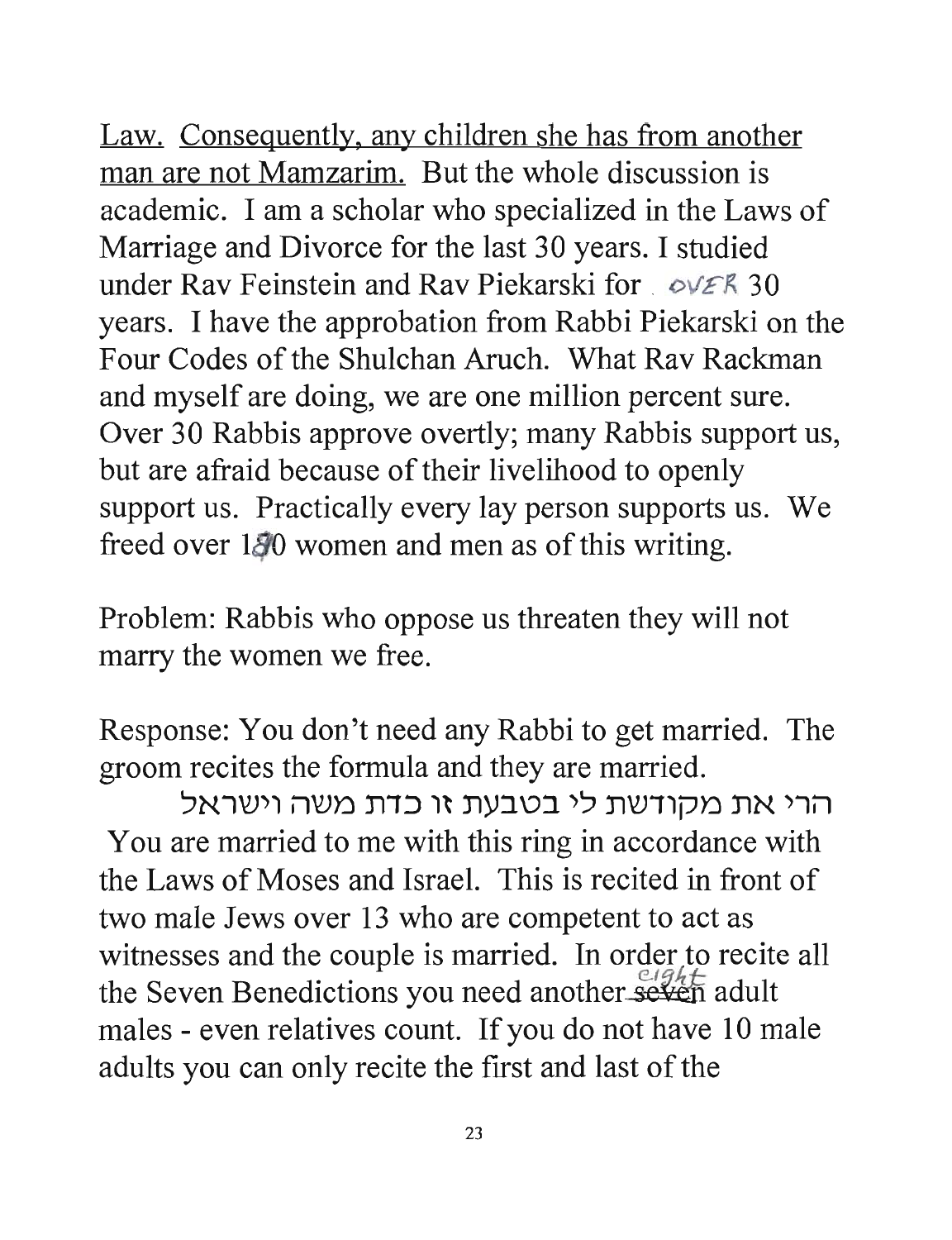Law. Consequently, any children she has from another man are not Mamzarim. But the whole discussion is academic. I am a scholar who specialized in the Laws of Marriage and Divorce for the last 30 years. I studied under Rav Feinstein and Rav Piekarski for OVER 30 years. I have the approbation from Rabbi Piekarski on the Four Codes of the Shulchan Aruch. What Rav Rackman and myself are doing, we are one million percent sure. Over 30 Rabbis approve overtly; many Rabbis support us, but are afraid because of their livelihood to openly support us. Practically every lay person supports us. We freed over 180 women and men as of this writing.

Problem: Rabbis who oppose us threaten they will not marry the women we free.

Response: You don't need any Rabbi to get married. The groom recites the formula and they are married.

הרי את מקודשת לי בטבעת זו כדת משה וישראל

You are married to me with this ring in accordance with the Laws of Moses and Israel. This is recited in front of two male Jews over 13 who are competent to act as witnesses and the couple is married. In order to recite all the Seven Benedictions you need another ~~seven~~ eight adult males - even relatives count. If you do not have 10 male adults you can only recite the first and last of the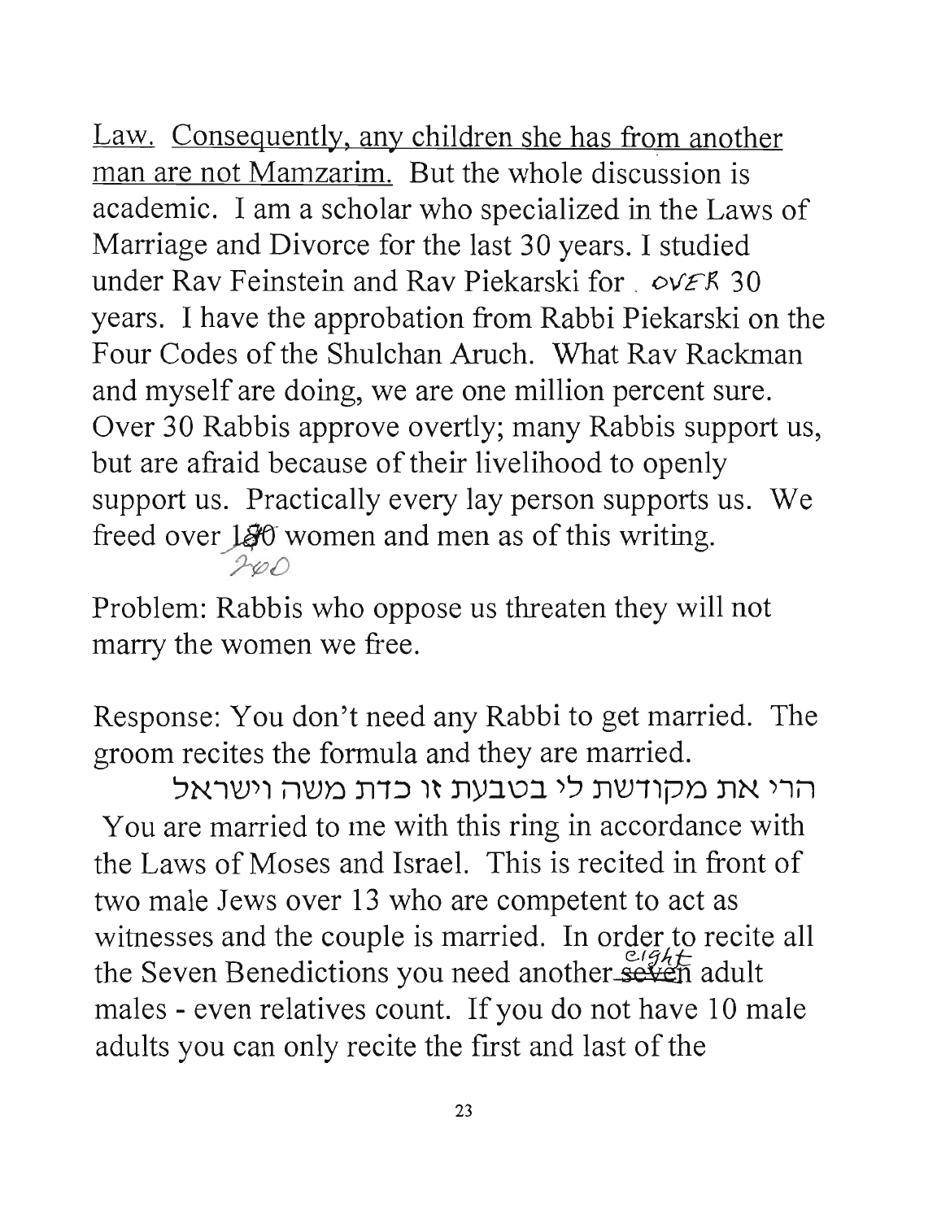Law. Consequently, any children she has from another man are not Mamzarim. But the whole discussion is academic. I am a scholar who specialized in the Laws of Marriage and Divorce for the last 30 years. I studied under Rav Feinstein and Rav Piekarski for OVER 30 years. I have the approbation from Rabbi Piekarski on the Four Codes of the Shulchan Aruch. What Rav Rackman and myself are doing, we are one million percent sure. Over 30 Rabbis approve overtly; many Rabbis support us, but are afraid because of their livelihood to openly support us. Practically every lay person supports us. We freed over ~~180~~ 200 women and men as of this writing.

Problem: Rabbis who oppose us threaten they will not marry the women we free.

Response: You don't need any Rabbi to get married. The groom recites the formula and they are married.

הרי את מקודשת לי בטבעת זו כדת משה וישראל

You are married to me with this ring in accordance with the Laws of Moses and Israel. This is recited in front of two male Jews over 13 who are competent to act as witnesses and the couple is married. In order to recite all the Seven Benedictions you need another ~~seven~~ eight adult males - even relatives count. If you do not have 10 male adults you can only recite the first and last of the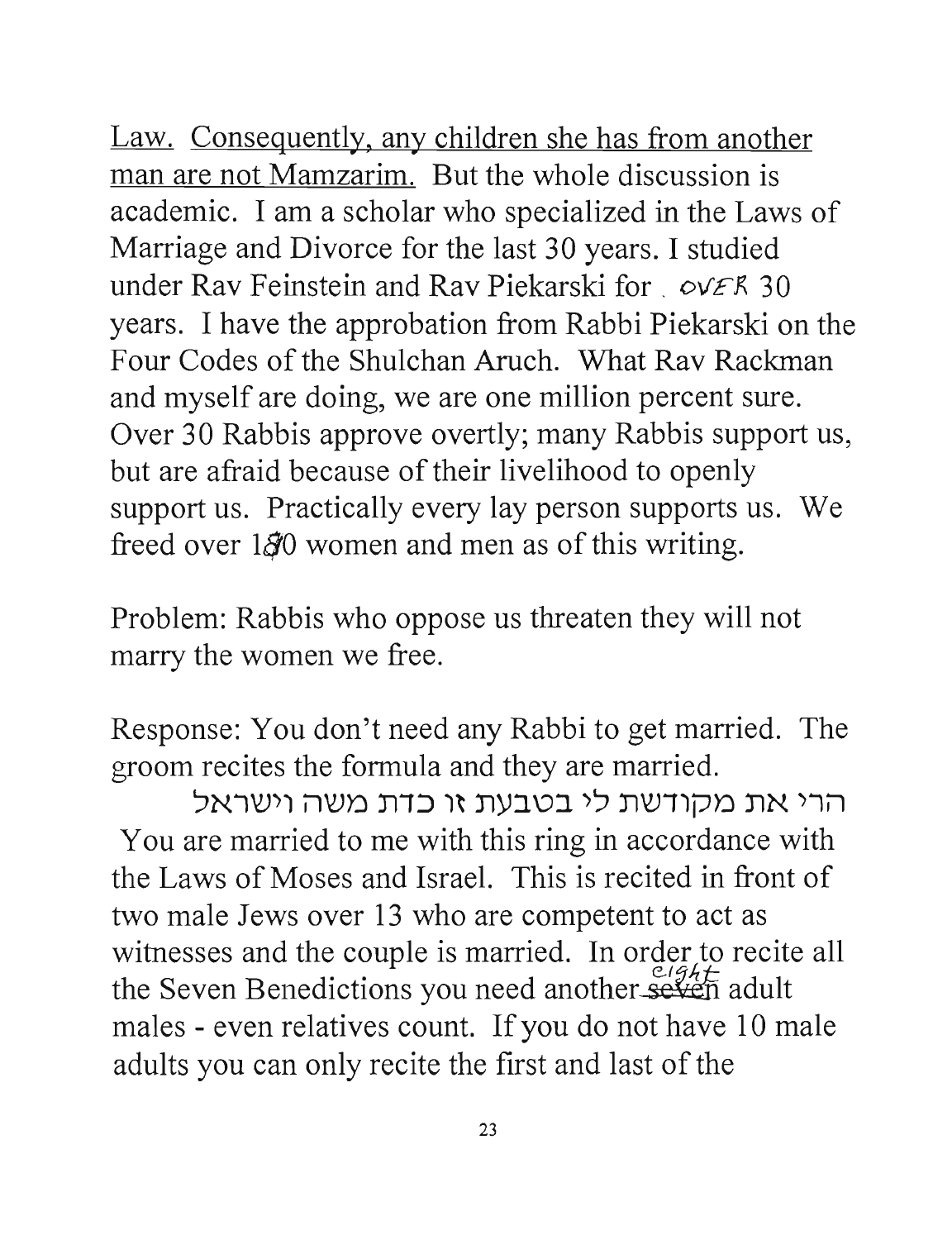Law. Consequently, any children she has from another man are not Mamzarim. But the whole discussion is academic. I am a scholar who specialized in the Laws of Marriage and Divorce for the last 30 years. I studied under Rav Feinstein and Rav Piekarski for over 30 years. I have the approbation from Rabbi Piekarski on the Four Codes of the Shulchan Aruch. What Rav Rackman and myself are doing, we are one million percent sure. Over 30 Rabbis approve overtly; many Rabbis support us, but are afraid because of their livelihood to openly support us. Practically every lay person supports us. We freed over 180 women and men as of this writing.

Problem: Rabbis who oppose us threaten they will not marry the women we free.

Response: You don't need any Rabbi to get married. The groom recites the formula and they are married.

הרי את מקודשת לי בטבעת זו כדת משה וישראל

You are married to me with this ring in accordance with the Laws of Moses and Israel. This is recited in front of two male Jews over 13 who are competent to act as witnesses and the couple is married. In order to recite all the Seven Benedictions you need another ~~seven~~ eight adult males - even relatives count. If you do not have 10 male adults you can only recite the first and last of the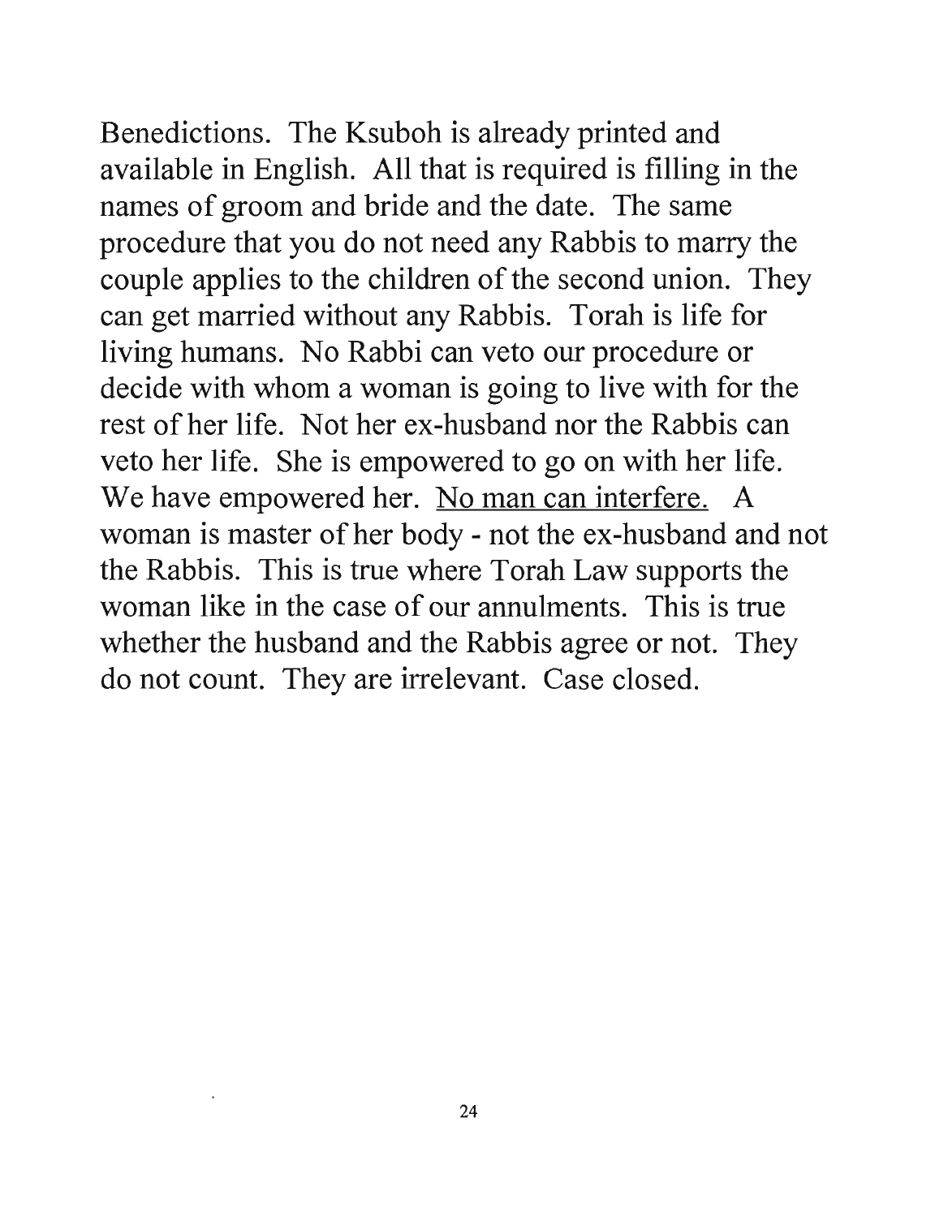Benedictions. The Ksuboh is already printed and available in English. All that is required is filling in the names of groom and bride and the date. The same procedure that you do not need any Rabbis to marry the couple applies to the children of the second union. They can get married without any Rabbis. Torah is life for living humans. No Rabbi can veto our procedure or decide with whom a woman is going to live with for the rest of her life. Not her ex-husband nor the Rabbis can veto her life. She is empowered to go on with her life. We have empowered her. <u>No man can interfere.</u> A woman is master of her body - not the ex-husband and not the Rabbis. This is true where Torah Law supports the woman like in the case of our annulments. This is true whether the husband and the Rabbis agree or not. They do not count. They are irrelevant. Case closed.